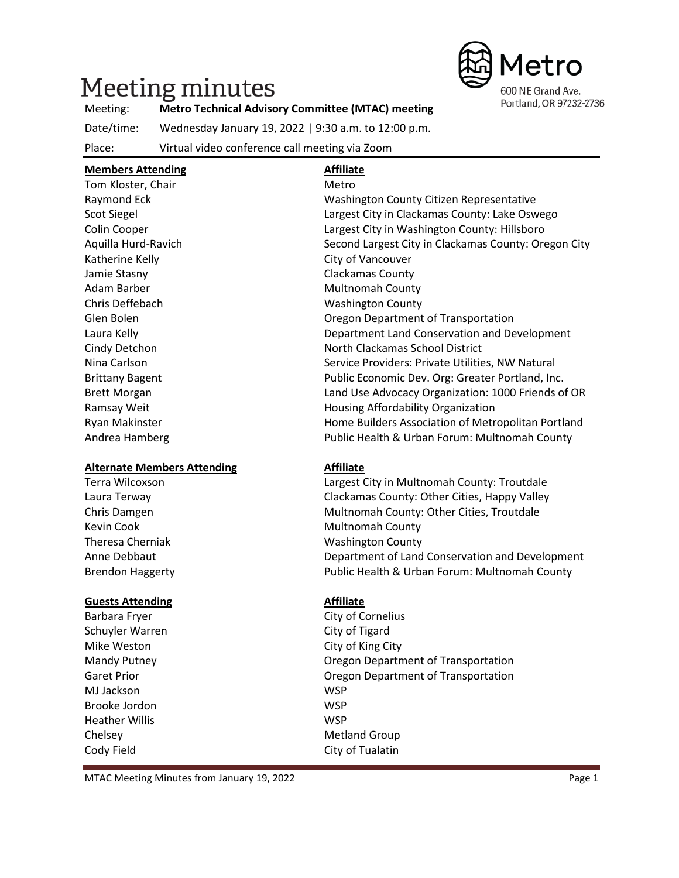# Meeting minutes

Metro
600 NE Grand Ave.
Portland, OR 97232-2736

Meeting: **Metro Technical Advisory Committee (MTAC) meeting**

Date/time: Wednesday January 19, 2022 | 9:30 a.m. to 12:00 p.m.

Place: Virtual video conference call meeting via Zoom

| **Members Attending** | **Affiliate** |
|---|---|
| Tom Kloster, Chair | Metro |
| Raymond Eck | Washington County Citizen Representative |
| Scot Siegel | Largest City in Clackamas County: Lake Oswego |
| Colin Cooper | Largest City in Washington County: Hillsboro |
| Aquilla Hurd-Ravich | Second Largest City in Clackamas County: Oregon City |
| Katherine Kelly | City of Vancouver |
| Jamie Stasny | Clackamas County |
| Adam Barber | Multnomah County |
| Chris Deffebach | Washington County |
| Glen Bolen | Oregon Department of Transportation |
| Laura Kelly | Department Land Conservation and Development |
| Cindy Detchon | North Clackamas School District |
| Nina Carlson | Service Providers: Private Utilities, NW Natural |
| Brittany Bagent | Public Economic Dev. Org: Greater Portland, Inc. |
| Brett Morgan | Land Use Advocacy Organization: 1000 Friends of OR |
| Ramsay Weit | Housing Affordability Organization |
| Ryan Makinster | Home Builders Association of Metropolitan Portland |
| Andrea Hamberg | Public Health & Urban Forum: Multnomah County |

| **Alternate Members Attending** | **Affiliate** |
|---|---|
| Terra Wilcoxson | Largest City in Multnomah County: Troutdale |
| Laura Terway | Clackamas County: Other Cities, Happy Valley |
| Chris Damgen | Multnomah County: Other Cities, Troutdale |
| Kevin Cook | Multnomah County |
| Theresa Cherniak | Washington County |
| Anne Debbaut | Department of Land Conservation and Development |
| Brendon Haggerty | Public Health & Urban Forum: Multnomah County |

| **Guests Attending** | **Affiliate** |
|---|---|
| Barbara Fryer | City of Cornelius |
| Schuyler Warren | City of Tigard |
| Mike Weston | City of King City |
| Mandy Putney | Oregon Department of Transportation |
| Garet Prior | Oregon Department of Transportation |
| MJ Jackson | WSP |
| Brooke Jordon | WSP |
| Heather Willis | WSP |
| Chelsey | Metland Group |
| Cody Field | City of Tualatin |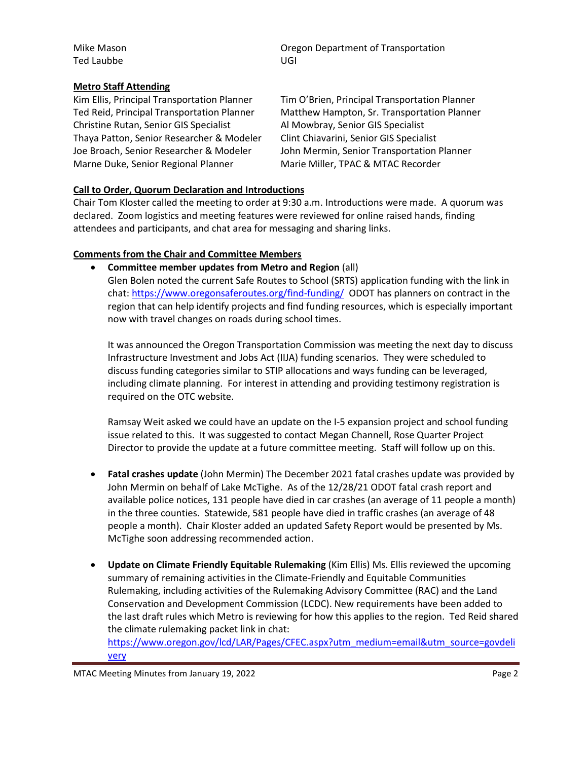| | |
|---|---|
| Mike Mason | Oregon Department of Transportation |
| Ted Laubbe | UGI |

**Metro Staff Attending**

| | |
|---|---|
| Kim Ellis, Principal Transportation Planner | Tim O'Brien, Principal Transportation Planner |
| Ted Reid, Principal Transportation Planner | Matthew Hampton, Sr. Transportation Planner |
| Christine Rutan, Senior GIS Specialist | Al Mowbray, Senior GIS Specialist |
| Thaya Patton, Senior Researcher & Modeler | Clint Chiavarini, Senior GIS Specialist |
| Joe Broach, Senior Researcher & Modeler | John Mermin, Senior Transportation Planner |
| Marne Duke, Senior Regional Planner | Marie Miller, TPAC & MTAC Recorder |

**Call to Order, Quorum Declaration and Introductions**

Chair Tom Kloster called the meeting to order at 9:30 a.m. Introductions were made. A quorum was declared. Zoom logistics and meeting features were reviewed for online raised hands, finding attendees and participants, and chat area for messaging and sharing links.

**Comments from the Chair and Committee Members**

- **Committee member updates from Metro and Region** (all)
  Glen Bolen noted the current Safe Routes to School (SRTS) application funding with the link in chat: https://www.oregonsaferoutes.org/find-funding/ ODOT has planners on contract in the region that can help identify projects and find funding resources, which is especially important now with travel changes on roads during school times.

  It was announced the Oregon Transportation Commission was meeting the next day to discuss Infrastructure Investment and Jobs Act (IIJA) funding scenarios. They were scheduled to discuss funding categories similar to STIP allocations and ways funding can be leveraged, including climate planning. For interest in attending and providing testimony registration is required on the OTC website.

  Ramsay Weit asked we could have an update on the I-5 expansion project and school funding issue related to this. It was suggested to contact Megan Channell, Rose Quarter Project Director to provide the update at a future committee meeting. Staff will follow up on this.

- **Fatal crashes update** (John Mermin) The December 2021 fatal crashes update was provided by John Mermin on behalf of Lake McTighe. As of the 12/28/21 ODOT fatal crash report and available police notices, 131 people have died in car crashes (an average of 11 people a month) in the three counties. Statewide, 581 people have died in traffic crashes (an average of 48 people a month). Chair Kloster added an updated Safety Report would be presented by Ms. McTighe soon addressing recommended action.

- **Update on Climate Friendly Equitable Rulemaking** (Kim Ellis) Ms. Ellis reviewed the upcoming summary of remaining activities in the Climate-Friendly and Equitable Communities Rulemaking, including activities of the Rulemaking Advisory Committee (RAC) and the Land Conservation and Development Commission (LCDC). New requirements have been added to the last draft rules which Metro is reviewing for how this applies to the region. Ted Reid shared the climate rulemaking packet link in chat:
  https://www.oregon.gov/lcd/LAR/Pages/CFEC.aspx?utm_medium=email&utm_source=govdelivery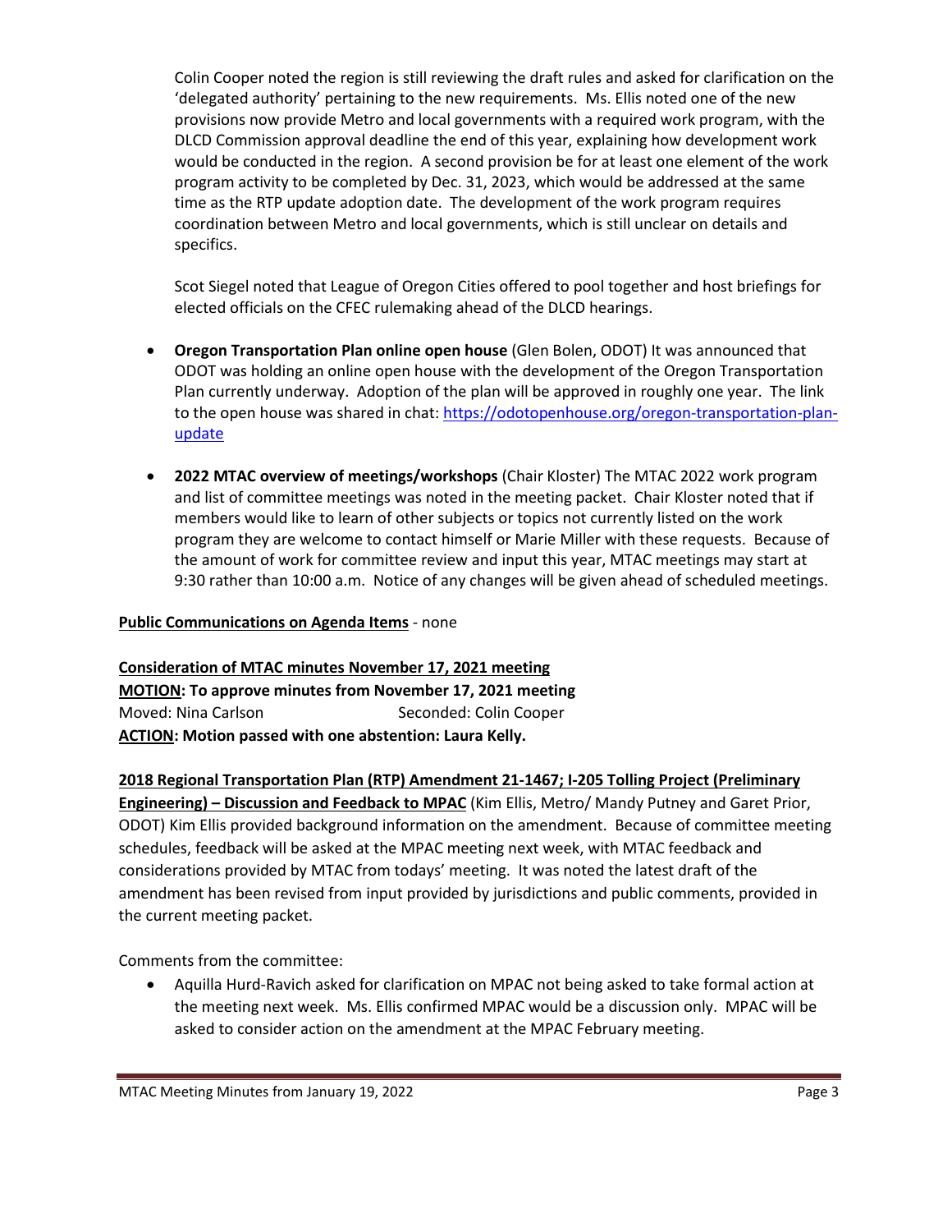Colin Cooper noted the region is still reviewing the draft rules and asked for clarification on the 'delegated authority' pertaining to the new requirements. Ms. Ellis noted one of the new provisions now provide Metro and local governments with a required work program, with the DLCD Commission approval deadline the end of this year, explaining how development work would be conducted in the region. A second provision be for at least one element of the work program activity to be completed by Dec. 31, 2023, which would be addressed at the same time as the RTP update adoption date. The development of the work program requires coordination between Metro and local governments, which is still unclear on details and specifics.

Scot Siegel noted that League of Oregon Cities offered to pool together and host briefings for elected officials on the CFEC rulemaking ahead of the DLCD hearings.

- **Oregon Transportation Plan online open house** (Glen Bolen, ODOT) It was announced that ODOT was holding an online open house with the development of the Oregon Transportation Plan currently underway. Adoption of the plan will be approved in roughly one year. The link to the open house was shared in chat: https://odotopenhouse.org/oregon-transportation-plan-update

- **2022 MTAC overview of meetings/workshops** (Chair Kloster) The MTAC 2022 work program and list of committee meetings was noted in the meeting packet. Chair Kloster noted that if members would like to learn of other subjects or topics not currently listed on the work program they are welcome to contact himself or Marie Miller with these requests. Because of the amount of work for committee review and input this year, MTAC meetings may start at 9:30 rather than 10:00 a.m. Notice of any changes will be given ahead of scheduled meetings.

**Public Communications on Agenda Items** - none

**Consideration of MTAC minutes November 17, 2021 meeting**
**MOTION: To approve minutes from November 17, 2021 meeting**
Moved: Nina Carlson Seconded: Colin Cooper
**ACTION: Motion passed with one abstention: Laura Kelly.**

**2018 Regional Transportation Plan (RTP) Amendment 21-1467; I-205 Tolling Project (Preliminary Engineering) – Discussion and Feedback to MPAC** (Kim Ellis, Metro/ Mandy Putney and Garet Prior, ODOT) Kim Ellis provided background information on the amendment. Because of committee meeting schedules, feedback will be asked at the MPAC meeting next week, with MTAC feedback and considerations provided by MTAC from todays' meeting. It was noted the latest draft of the amendment has been revised from input provided by jurisdictions and public comments, provided in the current meeting packet.

Comments from the committee:

- Aquilla Hurd-Ravich asked for clarification on MPAC not being asked to take formal action at the meeting next week. Ms. Ellis confirmed MPAC would be a discussion only. MPAC will be asked to consider action on the amendment at the MPAC February meeting.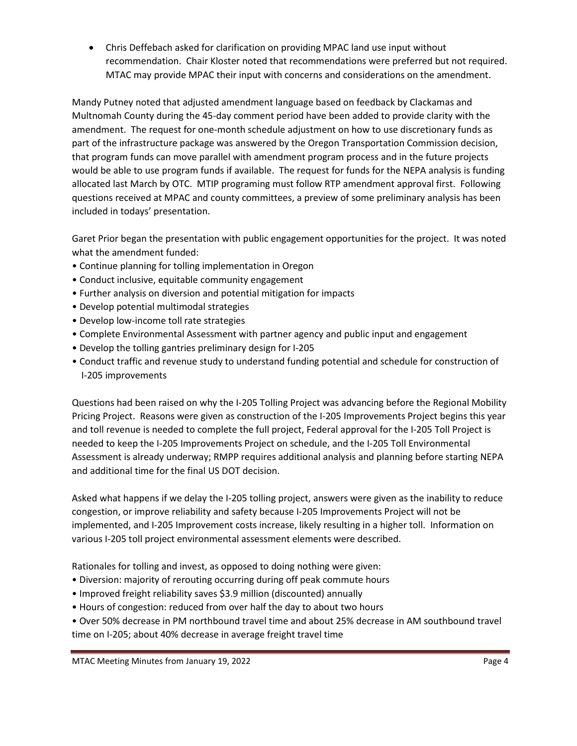- Chris Deffebach asked for clarification on providing MPAC land use input without recommendation. Chair Kloster noted that recommendations were preferred but not required. MTAC may provide MPAC their input with concerns and considerations on the amendment.

Mandy Putney noted that adjusted amendment language based on feedback by Clackamas and Multnomah County during the 45-day comment period have been added to provide clarity with the amendment. The request for one-month schedule adjustment on how to use discretionary funds as part of the infrastructure package was answered by the Oregon Transportation Commission decision, that program funds can move parallel with amendment program process and in the future projects would be able to use program funds if available. The request for funds for the NEPA analysis is funding allocated last March by OTC. MTIP programing must follow RTP amendment approval first. Following questions received at MPAC and county committees, a preview of some preliminary analysis has been included in todays' presentation.

Garet Prior began the presentation with public engagement opportunities for the project. It was noted what the amendment funded:

- Continue planning for tolling implementation in Oregon
- Conduct inclusive, equitable community engagement
- Further analysis on diversion and potential mitigation for impacts
- Develop potential multimodal strategies
- Develop low-income toll rate strategies
- Complete Environmental Assessment with partner agency and public input and engagement
- Develop the tolling gantries preliminary design for I-205
- Conduct traffic and revenue study to understand funding potential and schedule for construction of I-205 improvements

Questions had been raised on why the I-205 Tolling Project was advancing before the Regional Mobility Pricing Project. Reasons were given as construction of the I-205 Improvements Project begins this year and toll revenue is needed to complete the full project, Federal approval for the I-205 Toll Project is needed to keep the I-205 Improvements Project on schedule, and the I-205 Toll Environmental Assessment is already underway; RMPP requires additional analysis and planning before starting NEPA and additional time for the final US DOT decision.

Asked what happens if we delay the I-205 tolling project, answers were given as the inability to reduce congestion, or improve reliability and safety because I-205 Improvements Project will not be implemented, and I-205 Improvement costs increase, likely resulting in a higher toll. Information on various I-205 toll project environmental assessment elements were described.

Rationales for tolling and invest, as opposed to doing nothing were given:

- Diversion: majority of rerouting occurring during off peak commute hours
- Improved freight reliability saves $3.9 million (discounted) annually
- Hours of congestion: reduced from over half the day to about two hours
- Over 50% decrease in PM northbound travel time and about 25% decrease in AM southbound travel time on I-205; about 40% decrease in average freight travel time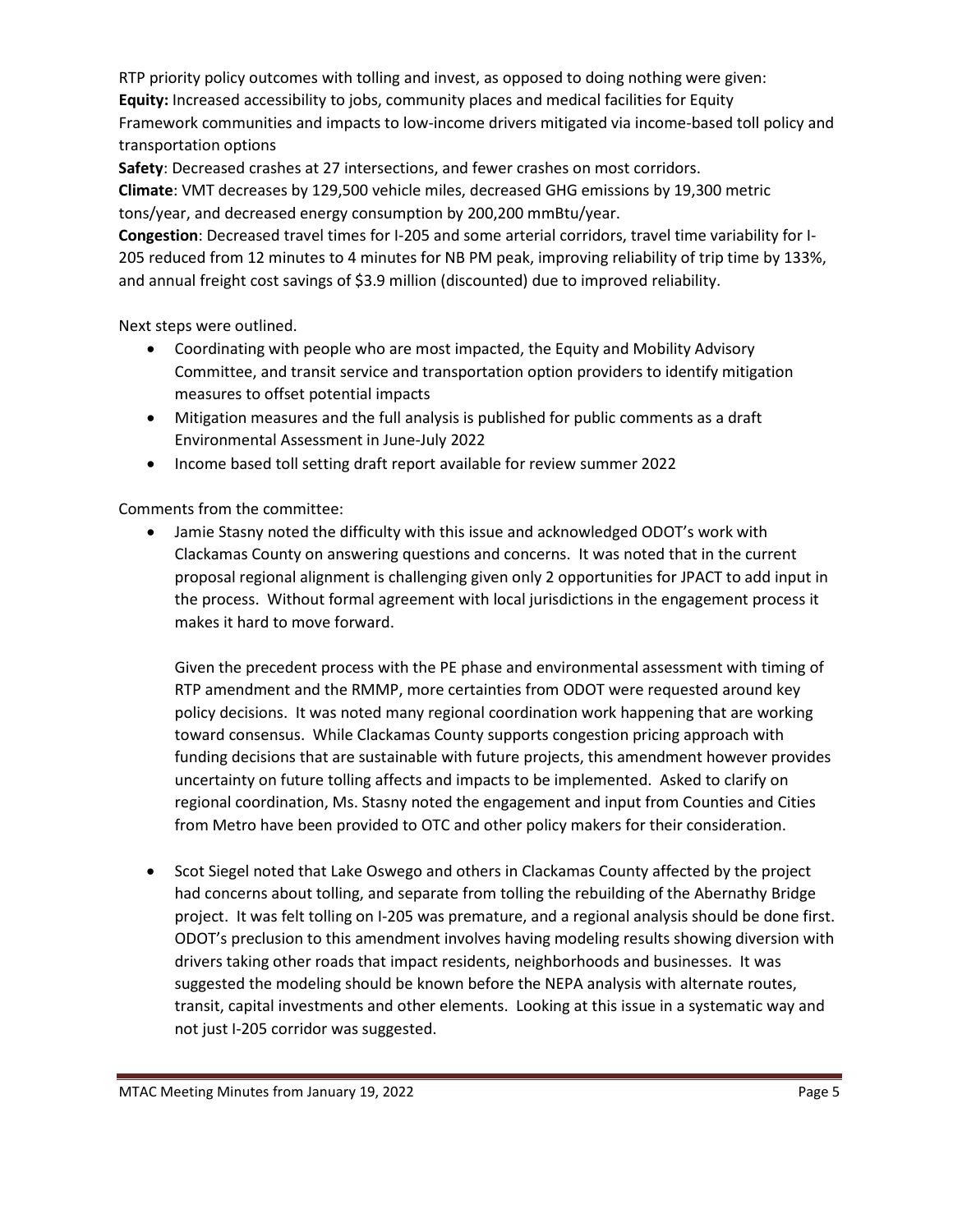RTP priority policy outcomes with tolling and invest, as opposed to doing nothing were given:
**Equity:** Increased accessibility to jobs, community places and medical facilities for Equity Framework communities and impacts to low-income drivers mitigated via income-based toll policy and transportation options
**Safety**: Decreased crashes at 27 intersections, and fewer crashes on most corridors.
**Climate**: VMT decreases by 129,500 vehicle miles, decreased GHG emissions by 19,300 metric tons/year, and decreased energy consumption by 200,200 mmBtu/year.
**Congestion**: Decreased travel times for I-205 and some arterial corridors, travel time variability for I-205 reduced from 12 minutes to 4 minutes for NB PM peak, improving reliability of trip time by 133%, and annual freight cost savings of $3.9 million (discounted) due to improved reliability.

Next steps were outlined.

- Coordinating with people who are most impacted, the Equity and Mobility Advisory Committee, and transit service and transportation option providers to identify mitigation measures to offset potential impacts
- Mitigation measures and the full analysis is published for public comments as a draft Environmental Assessment in June-July 2022
- Income based toll setting draft report available for review summer 2022

Comments from the committee:

- Jamie Stasny noted the difficulty with this issue and acknowledged ODOT's work with Clackamas County on answering questions and concerns. It was noted that in the current proposal regional alignment is challenging given only 2 opportunities for JPACT to add input in the process. Without formal agreement with local jurisdictions in the engagement process it makes it hard to move forward.

  Given the precedent process with the PE phase and environmental assessment with timing of RTP amendment and the RMMP, more certainties from ODOT were requested around key policy decisions. It was noted many regional coordination work happening that are working toward consensus. While Clackamas County supports congestion pricing approach with funding decisions that are sustainable with future projects, this amendment however provides uncertainty on future tolling affects and impacts to be implemented. Asked to clarify on regional coordination, Ms. Stasny noted the engagement and input from Counties and Cities from Metro have been provided to OTC and other policy makers for their consideration.

- Scot Siegel noted that Lake Oswego and others in Clackamas County affected by the project had concerns about tolling, and separate from tolling the rebuilding of the Abernathy Bridge project. It was felt tolling on I-205 was premature, and a regional analysis should be done first. ODOT's preclusion to this amendment involves having modeling results showing diversion with drivers taking other roads that impact residents, neighborhoods and businesses. It was suggested the modeling should be known before the NEPA analysis with alternate routes, transit, capital investments and other elements. Looking at this issue in a systematic way and not just I-205 corridor was suggested.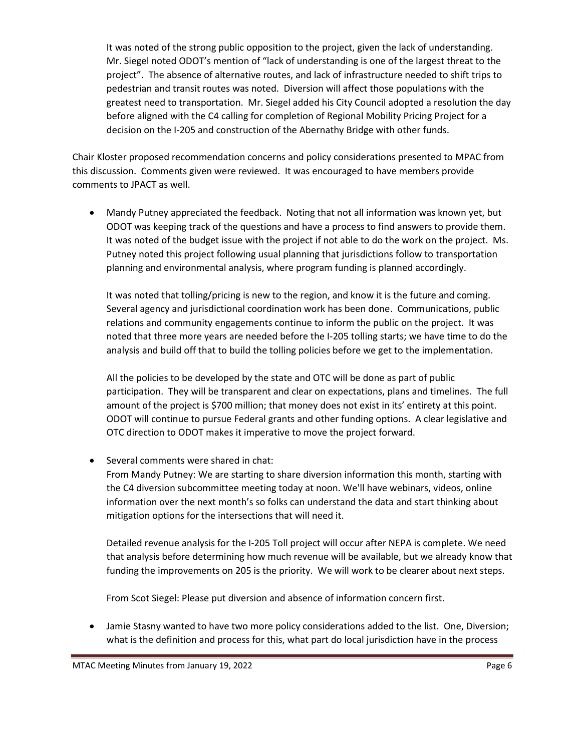It was noted of the strong public opposition to the project, given the lack of understanding. Mr. Siegel noted ODOT's mention of "lack of understanding is one of the largest threat to the project". The absence of alternative routes, and lack of infrastructure needed to shift trips to pedestrian and transit routes was noted. Diversion will affect those populations with the greatest need to transportation. Mr. Siegel added his City Council adopted a resolution the day before aligned with the C4 calling for completion of Regional Mobility Pricing Project for a decision on the I-205 and construction of the Abernathy Bridge with other funds.

Chair Kloster proposed recommendation concerns and policy considerations presented to MPAC from this discussion. Comments given were reviewed. It was encouraged to have members provide comments to JPACT as well.

- Mandy Putney appreciated the feedback. Noting that not all information was known yet, but ODOT was keeping track of the questions and have a process to find answers to provide them. It was noted of the budget issue with the project if not able to do the work on the project. Ms. Putney noted this project following usual planning that jurisdictions follow to transportation planning and environmental analysis, where program funding is planned accordingly.

  It was noted that tolling/pricing is new to the region, and know it is the future and coming. Several agency and jurisdictional coordination work has been done. Communications, public relations and community engagements continue to inform the public on the project. It was noted that three more years are needed before the I-205 tolling starts; we have time to do the analysis and build off that to build the tolling policies before we get to the implementation.

  All the policies to be developed by the state and OTC will be done as part of public participation. They will be transparent and clear on expectations, plans and timelines. The full amount of the project is $700 million; that money does not exist in its' entirety at this point. ODOT will continue to pursue Federal grants and other funding options. A clear legislative and OTC direction to ODOT makes it imperative to move the project forward.

- Several comments were shared in chat:
  From Mandy Putney: We are starting to share diversion information this month, starting with the C4 diversion subcommittee meeting today at noon. We'll have webinars, videos, online information over the next month's so folks can understand the data and start thinking about mitigation options for the intersections that will need it.

  Detailed revenue analysis for the I-205 Toll project will occur after NEPA is complete. We need that analysis before determining how much revenue will be available, but we already know that funding the improvements on 205 is the priority. We will work to be clearer about next steps.

  From Scot Siegel: Please put diversion and absence of information concern first.

- Jamie Stasny wanted to have two more policy considerations added to the list. One, Diversion; what is the definition and process for this, what part do local jurisdiction have in the process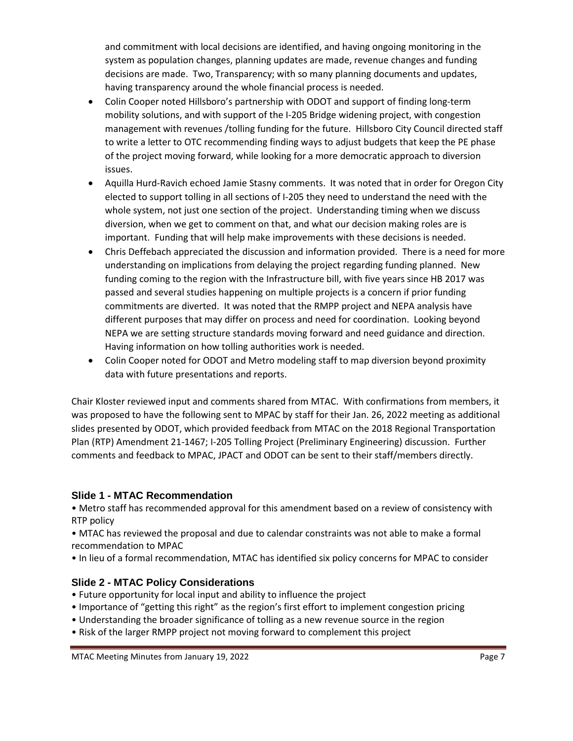and commitment with local decisions are identified, and having ongoing monitoring in the system as population changes, planning updates are made, revenue changes and funding decisions are made. Two, Transparency; with so many planning documents and updates, having transparency around the whole financial process is needed.

- Colin Cooper noted Hillsboro's partnership with ODOT and support of finding long-term mobility solutions, and with support of the I-205 Bridge widening project, with congestion management with revenues /tolling funding for the future. Hillsboro City Council directed staff to write a letter to OTC recommending finding ways to adjust budgets that keep the PE phase of the project moving forward, while looking for a more democratic approach to diversion issues.
- Aquilla Hurd-Ravich echoed Jamie Stasny comments. It was noted that in order for Oregon City elected to support tolling in all sections of I-205 they need to understand the need with the whole system, not just one section of the project. Understanding timing when we discuss diversion, when we get to comment on that, and what our decision making roles are is important. Funding that will help make improvements with these decisions is needed.
- Chris Deffebach appreciated the discussion and information provided. There is a need for more understanding on implications from delaying the project regarding funding planned. New funding coming to the region with the Infrastructure bill, with five years since HB 2017 was passed and several studies happening on multiple projects is a concern if prior funding commitments are diverted. It was noted that the RMPP project and NEPA analysis have different purposes that may differ on process and need for coordination. Looking beyond NEPA we are setting structure standards moving forward and need guidance and direction. Having information on how tolling authorities work is needed.
- Colin Cooper noted for ODOT and Metro modeling staff to map diversion beyond proximity data with future presentations and reports.

Chair Kloster reviewed input and comments shared from MTAC. With confirmations from members, it was proposed to have the following sent to MPAC by staff for their Jan. 26, 2022 meeting as additional slides presented by ODOT, which provided feedback from MTAC on the 2018 Regional Transportation Plan (RTP) Amendment 21-1467; I-205 Tolling Project (Preliminary Engineering) discussion. Further comments and feedback to MPAC, JPACT and ODOT can be sent to their staff/members directly.

### Slide 1 - MTAC Recommendation

- Metro staff has recommended approval for this amendment based on a review of consistency with RTP policy
- MTAC has reviewed the proposal and due to calendar constraints was not able to make a formal recommendation to MPAC
- In lieu of a formal recommendation, MTAC has identified six policy concerns for MPAC to consider

### Slide 2 - MTAC Policy Considerations

- Future opportunity for local input and ability to influence the project
- Importance of "getting this right" as the region's first effort to implement congestion pricing
- Understanding the broader significance of tolling as a new revenue source in the region
- Risk of the larger RMPP project not moving forward to complement this project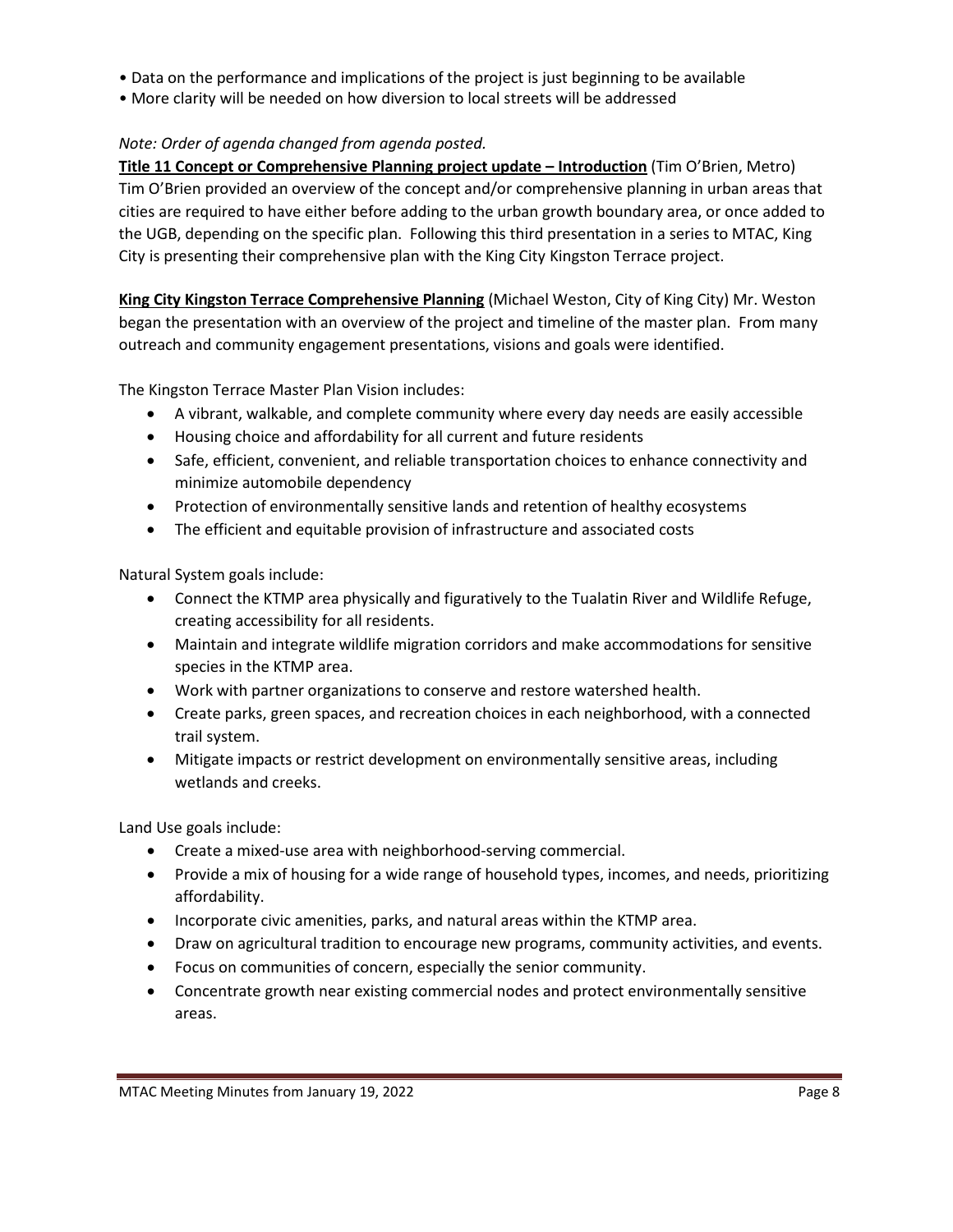- Data on the performance and implications of the project is just beginning to be available
- More clarity will be needed on how diversion to local streets will be addressed

*Note: Order of agenda changed from agenda posted.*

**Title 11 Concept or Comprehensive Planning project update – Introduction** (Tim O'Brien, Metro) Tim O'Brien provided an overview of the concept and/or comprehensive planning in urban areas that cities are required to have either before adding to the urban growth boundary area, or once added to the UGB, depending on the specific plan. Following this third presentation in a series to MTAC, King City is presenting their comprehensive plan with the King City Kingston Terrace project.

**King City Kingston Terrace Comprehensive Planning** (Michael Weston, City of King City) Mr. Weston began the presentation with an overview of the project and timeline of the master plan. From many outreach and community engagement presentations, visions and goals were identified.

The Kingston Terrace Master Plan Vision includes:

- A vibrant, walkable, and complete community where every day needs are easily accessible
- Housing choice and affordability for all current and future residents
- Safe, efficient, convenient, and reliable transportation choices to enhance connectivity and minimize automobile dependency
- Protection of environmentally sensitive lands and retention of healthy ecosystems
- The efficient and equitable provision of infrastructure and associated costs

Natural System goals include:

- Connect the KTMP area physically and figuratively to the Tualatin River and Wildlife Refuge, creating accessibility for all residents.
- Maintain and integrate wildlife migration corridors and make accommodations for sensitive species in the KTMP area.
- Work with partner organizations to conserve and restore watershed health.
- Create parks, green spaces, and recreation choices in each neighborhood, with a connected trail system.
- Mitigate impacts or restrict development on environmentally sensitive areas, including wetlands and creeks.

Land Use goals include:

- Create a mixed-use area with neighborhood-serving commercial.
- Provide a mix of housing for a wide range of household types, incomes, and needs, prioritizing affordability.
- Incorporate civic amenities, parks, and natural areas within the KTMP area.
- Draw on agricultural tradition to encourage new programs, community activities, and events.
- Focus on communities of concern, especially the senior community.
- Concentrate growth near existing commercial nodes and protect environmentally sensitive areas.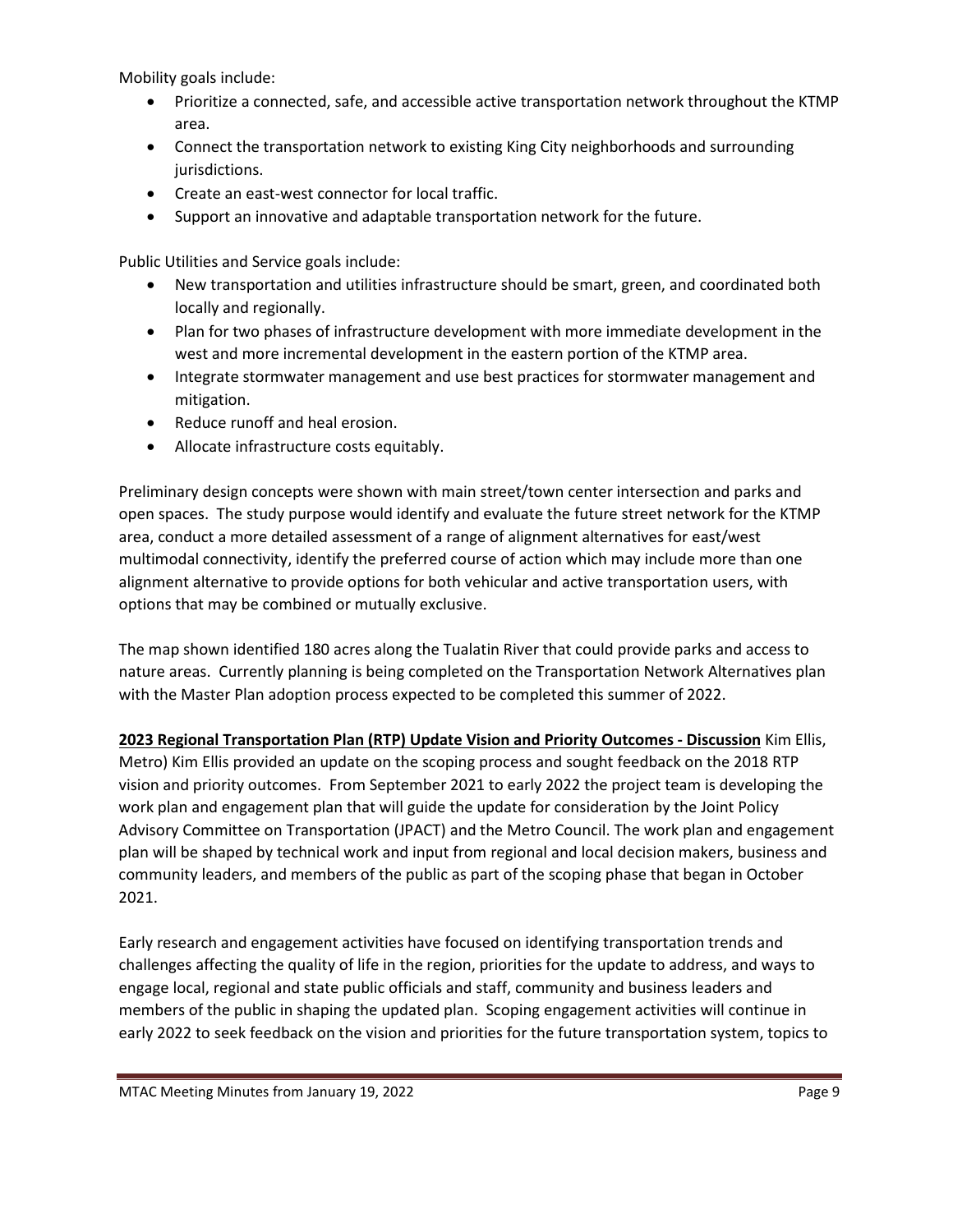Mobility goals include:

- Prioritize a connected, safe, and accessible active transportation network throughout the KTMP area.
- Connect the transportation network to existing King City neighborhoods and surrounding jurisdictions.
- Create an east-west connector for local traffic.
- Support an innovative and adaptable transportation network for the future.

Public Utilities and Service goals include:

- New transportation and utilities infrastructure should be smart, green, and coordinated both locally and regionally.
- Plan for two phases of infrastructure development with more immediate development in the west and more incremental development in the eastern portion of the KTMP area.
- Integrate stormwater management and use best practices for stormwater management and mitigation.
- Reduce runoff and heal erosion.
- Allocate infrastructure costs equitably.

Preliminary design concepts were shown with main street/town center intersection and parks and open spaces. The study purpose would identify and evaluate the future street network for the KTMP area, conduct a more detailed assessment of a range of alignment alternatives for east/west multimodal connectivity, identify the preferred course of action which may include more than one alignment alternative to provide options for both vehicular and active transportation users, with options that may be combined or mutually exclusive.

The map shown identified 180 acres along the Tualatin River that could provide parks and access to nature areas. Currently planning is being completed on the Transportation Network Alternatives plan with the Master Plan adoption process expected to be completed this summer of 2022.

**2023 Regional Transportation Plan (RTP) Update Vision and Priority Outcomes - Discussion** Kim Ellis, Metro) Kim Ellis provided an update on the scoping process and sought feedback on the 2018 RTP vision and priority outcomes. From September 2021 to early 2022 the project team is developing the work plan and engagement plan that will guide the update for consideration by the Joint Policy Advisory Committee on Transportation (JPACT) and the Metro Council. The work plan and engagement plan will be shaped by technical work and input from regional and local decision makers, business and community leaders, and members of the public as part of the scoping phase that began in October 2021.

Early research and engagement activities have focused on identifying transportation trends and challenges affecting the quality of life in the region, priorities for the update to address, and ways to engage local, regional and state public officials and staff, community and business leaders and members of the public in shaping the updated plan. Scoping engagement activities will continue in early 2022 to seek feedback on the vision and priorities for the future transportation system, topics to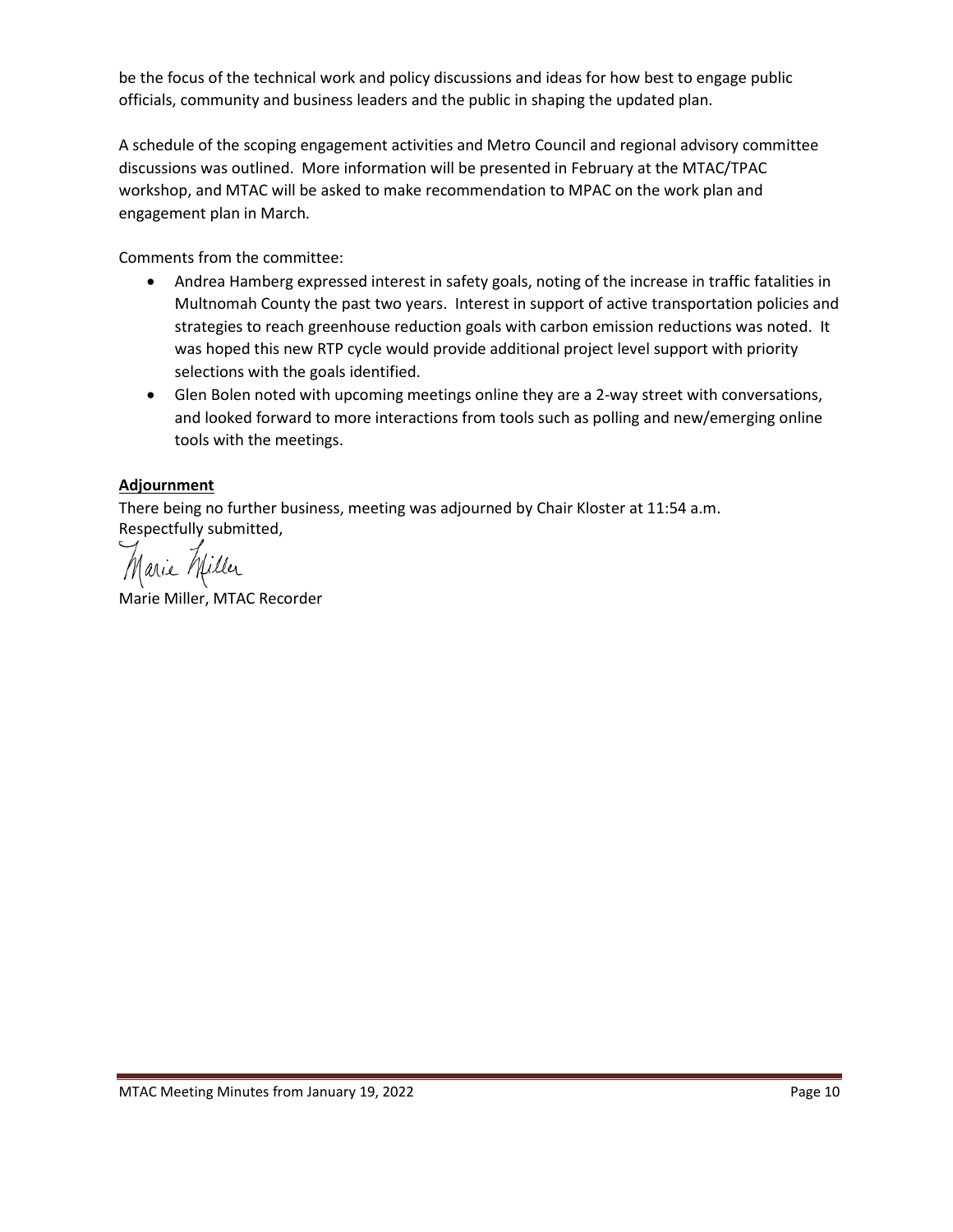be the focus of the technical work and policy discussions and ideas for how best to engage public officials, community and business leaders and the public in shaping the updated plan.

A schedule of the scoping engagement activities and Metro Council and regional advisory committee discussions was outlined. More information will be presented in February at the MTAC/TPAC workshop, and MTAC will be asked to make recommendation to MPAC on the work plan and engagement plan in March.

Comments from the committee:

- Andrea Hamberg expressed interest in safety goals, noting of the increase in traffic fatalities in Multnomah County the past two years. Interest in support of active transportation policies and strategies to reach greenhouse reduction goals with carbon emission reductions was noted. It was hoped this new RTP cycle would provide additional project level support with priority selections with the goals identified.
- Glen Bolen noted with upcoming meetings online they are a 2-way street with conversations, and looked forward to more interactions from tools such as polling and new/emerging online tools with the meetings.

**Adjournment**

There being no further business, meeting was adjourned by Chair Kloster at 11:54 a.m.
Respectfully submitted,

Marie Miller

Marie Miller, MTAC Recorder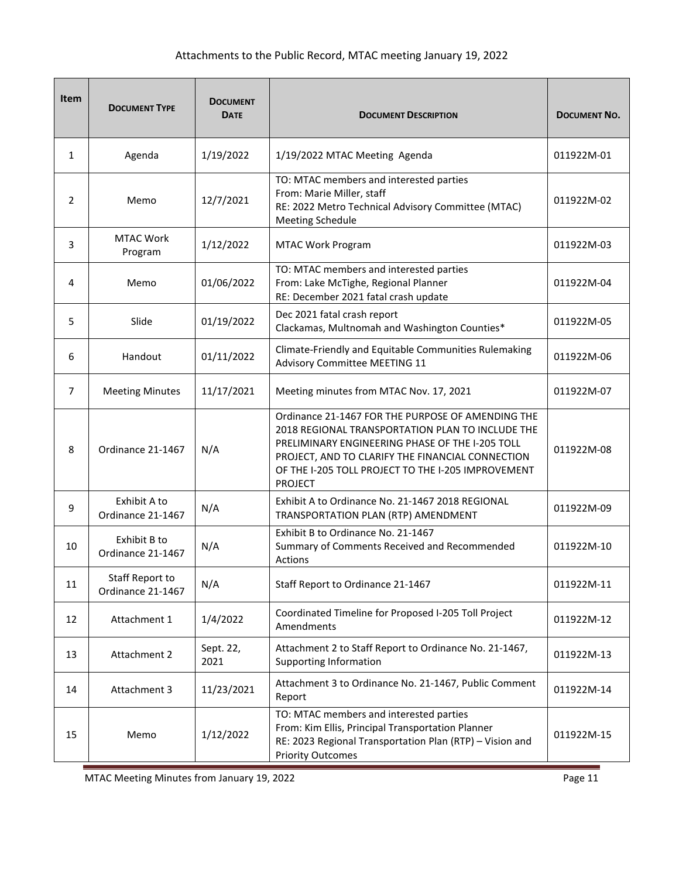Attachments to the Public Record, MTAC meeting January 19, 2022

| Item | Document Type | Document Date | Document Description | Document No. |
|---|---|---|---|---|
| 1 | Agenda | 1/19/2022 | 1/19/2022 MTAC Meeting Agenda | 011922M-01 |
| 2 | Memo | 12/7/2021 | TO: MTAC members and interested parties<br>From: Marie Miller, staff<br>RE: 2022 Metro Technical Advisory Committee (MTAC) Meeting Schedule | 011922M-02 |
| 3 | MTAC Work Program | 1/12/2022 | MTAC Work Program | 011922M-03 |
| 4 | Memo | 01/06/2022 | TO: MTAC members and interested parties<br>From: Lake McTighe, Regional Planner<br>RE: December 2021 fatal crash update | 011922M-04 |
| 5 | Slide | 01/19/2022 | Dec 2021 fatal crash report<br>Clackamas, Multnomah and Washington Counties* | 011922M-05 |
| 6 | Handout | 01/11/2022 | Climate-Friendly and Equitable Communities Rulemaking Advisory Committee MEETING 11 | 011922M-06 |
| 7 | Meeting Minutes | 11/17/2021 | Meeting minutes from MTAC Nov. 17, 2021 | 011922M-07 |
| 8 | Ordinance 21-1467 | N/A | Ordinance 21-1467 FOR THE PURPOSE OF AMENDING THE 2018 REGIONAL TRANSPORTATION PLAN TO INCLUDE THE PRELIMINARY ENGINEERING PHASE OF THE I-205 TOLL PROJECT, AND TO CLARIFY THE FINANCIAL CONNECTION OF THE I-205 TOLL PROJECT TO THE I-205 IMPROVEMENT PROJECT | 011922M-08 |
| 9 | Exhibit A to Ordinance 21-1467 | N/A | Exhibit A to Ordinance No. 21-1467 2018 REGIONAL TRANSPORTATION PLAN (RTP) AMENDMENT | 011922M-09 |
| 10 | Exhibit B to Ordinance 21-1467 | N/A | Exhibit B to Ordinance No. 21-1467<br>Summary of Comments Received and Recommended Actions | 011922M-10 |
| 11 | Staff Report to Ordinance 21-1467 | N/A | Staff Report to Ordinance 21-1467 | 011922M-11 |
| 12 | Attachment 1 | 1/4/2022 | Coordinated Timeline for Proposed I-205 Toll Project Amendments | 011922M-12 |
| 13 | Attachment 2 | Sept. 22, 2021 | Attachment 2 to Staff Report to Ordinance No. 21-1467, Supporting Information | 011922M-13 |
| 14 | Attachment 3 | 11/23/2021 | Attachment 3 to Ordinance No. 21-1467, Public Comment Report | 011922M-14 |
| 15 | Memo | 1/12/2022 | TO: MTAC members and interested parties<br>From: Kim Ellis, Principal Transportation Planner<br>RE: 2023 Regional Transportation Plan (RTP) – Vision and Priority Outcomes | 011922M-15 |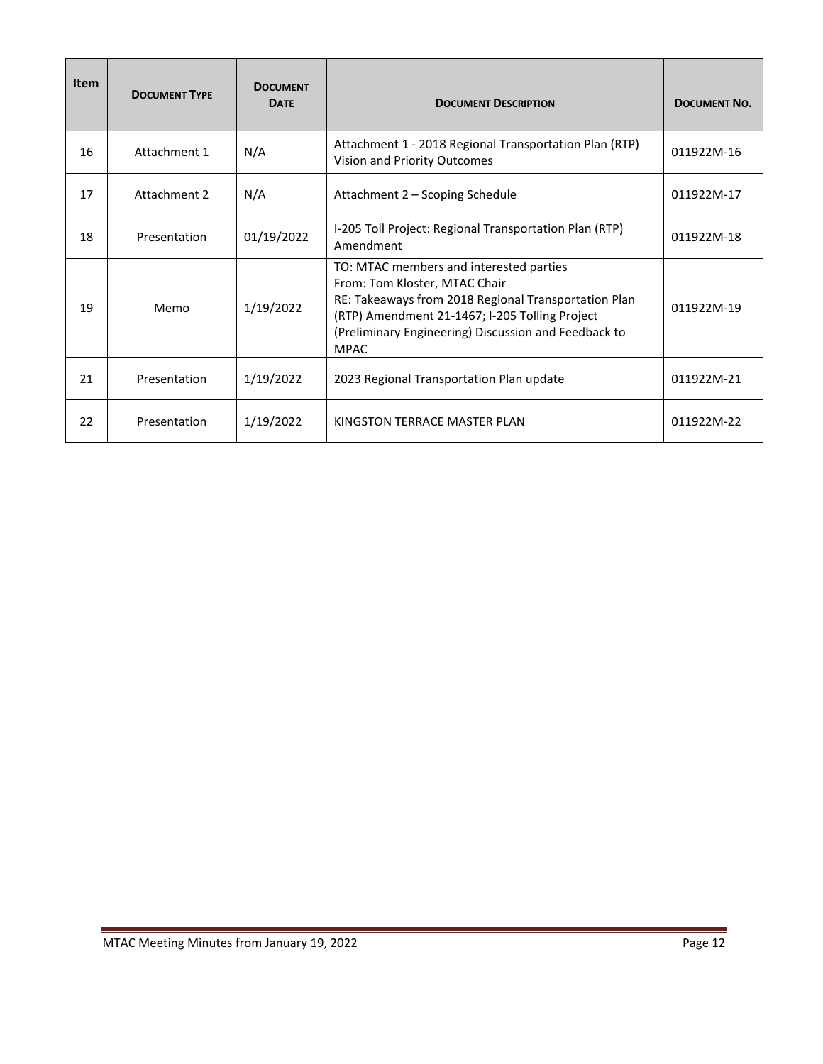| Item | Document Type | Document Date | Document Description | Document No. |
|---|---|---|---|---|
| 16 | Attachment 1 | N/A | Attachment 1 - 2018 Regional Transportation Plan (RTP) Vision and Priority Outcomes | 011922M-16 |
| 17 | Attachment 2 | N/A | Attachment 2 – Scoping Schedule | 011922M-17 |
| 18 | Presentation | 01/19/2022 | I-205 Toll Project: Regional Transportation Plan (RTP) Amendment | 011922M-18 |
| 19 | Memo | 1/19/2022 | TO: MTAC members and interested parties<br>From: Tom Kloster, MTAC Chair<br>RE: Takeaways from 2018 Regional Transportation Plan (RTP) Amendment 21-1467; I-205 Tolling Project (Preliminary Engineering) Discussion and Feedback to MPAC | 011922M-19 |
| 21 | Presentation | 1/19/2022 | 2023 Regional Transportation Plan update | 011922M-21 |
| 22 | Presentation | 1/19/2022 | KINGSTON TERRACE MASTER PLAN | 011922M-22 |